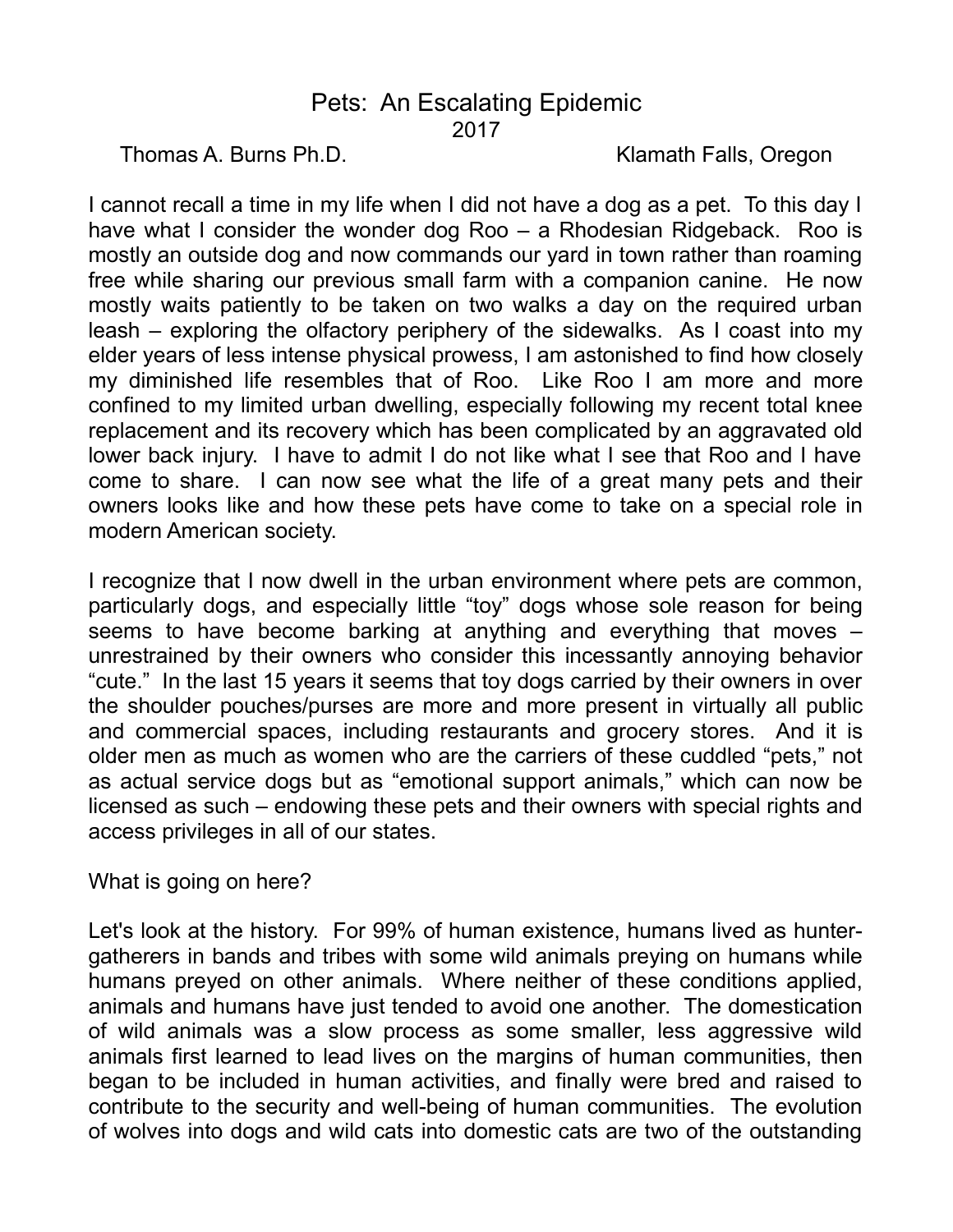# Pets: An Escalating Epidemic

2017

Thomas A. Burns Ph.D. Klamath Falls, Oregon

I cannot recall a time in my life when I did not have a dog as a pet. To this day I have what I consider the wonder dog Roo – a Rhodesian Ridgeback. Roo is mostly an outside dog and now commands our yard in town rather than roaming free while sharing our previous small farm with a companion canine. He now mostly waits patiently to be taken on two walks a day on the required urban leash – exploring the olfactory periphery of the sidewalks. As I coast into my elder years of less intense physical prowess, I am astonished to find how closely my diminished life resembles that of Roo. Like Roo I am more and more confined to my limited urban dwelling, especially following my recent total knee replacement and its recovery which has been complicated by an aggravated old lower back injury. I have to admit I do not like what I see that Roo and I have come to share. I can now see what the life of a great many pets and their owners looks like and how these pets have come to take on a special role in modern American society.

I recognize that I now dwell in the urban environment where pets are common, particularly dogs, and especially little "toy" dogs whose sole reason for being seems to have become barking at anything and everything that moves – unrestrained by their owners who consider this incessantly annoying behavior "cute." In the last 15 years it seems that toy dogs carried by their owners in over the shoulder pouches/purses are more and more present in virtually all public and commercial spaces, including restaurants and grocery stores. And it is older men as much as women who are the carriers of these cuddled "pets," not as actual service dogs but as "emotional support animals," which can now be licensed as such – endowing these pets and their owners with special rights and access privileges in all of our states.

What is going on here?

Let's look at the history. For 99% of human existence, humans lived as hunter-gatherers in bands and tribes with some wild animals preying on humans while humans preyed on other animals. Where neither of these conditions applied, animals and humans have just tended to avoid one another. The domestication of wild animals was a slow process as some smaller, less aggressive wild animals first learned to lead lives on the margins of human communities, then began to be included in human activities, and finally were bred and raised to contribute to the security and well-being of human communities. The evolution of wolves into dogs and wild cats into domestic cats are two of the outstanding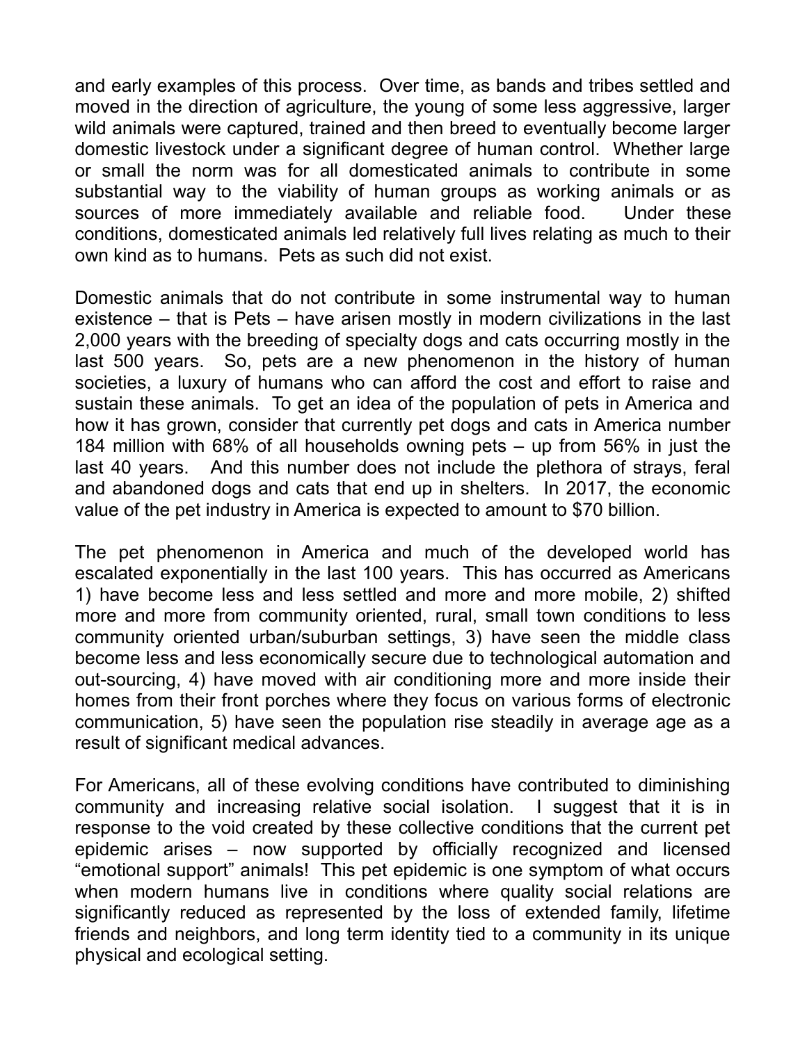and early examples of this process. Over time, as bands and tribes settled and moved in the direction of agriculture, the young of some less aggressive, larger wild animals were captured, trained and then breed to eventually become larger domestic livestock under a significant degree of human control. Whether large or small the norm was for all domesticated animals to contribute in some substantial way to the viability of human groups as working animals or as sources of more immediately available and reliable food. Under these conditions, domesticated animals led relatively full lives relating as much to their own kind as to humans. Pets as such did not exist.

Domestic animals that do not contribute in some instrumental way to human existence – that is Pets – have arisen mostly in modern civilizations in the last 2,000 years with the breeding of specialty dogs and cats occurring mostly in the last 500 years. So, pets are a new phenomenon in the history of human societies, a luxury of humans who can afford the cost and effort to raise and sustain these animals. To get an idea of the population of pets in America and how it has grown, consider that currently pet dogs and cats in America number 184 million with 68% of all households owning pets – up from 56% in just the last 40 years. And this number does not include the plethora of strays, feral and abandoned dogs and cats that end up in shelters. In 2017, the economic value of the pet industry in America is expected to amount to $70 billion.

The pet phenomenon in America and much of the developed world has escalated exponentially in the last 100 years. This has occurred as Americans 1) have become less and less settled and more and more mobile, 2) shifted more and more from community oriented, rural, small town conditions to less community oriented urban/suburban settings, 3) have seen the middle class become less and less economically secure due to technological automation and out-sourcing, 4) have moved with air conditioning more and more inside their homes from their front porches where they focus on various forms of electronic communication, 5) have seen the population rise steadily in average age as a result of significant medical advances.

For Americans, all of these evolving conditions have contributed to diminishing community and increasing relative social isolation. I suggest that it is in response to the void created by these collective conditions that the current pet epidemic arises – now supported by officially recognized and licensed "emotional support" animals! This pet epidemic is one symptom of what occurs when modern humans live in conditions where quality social relations are significantly reduced as represented by the loss of extended family, lifetime friends and neighbors, and long term identity tied to a community in its unique physical and ecological setting.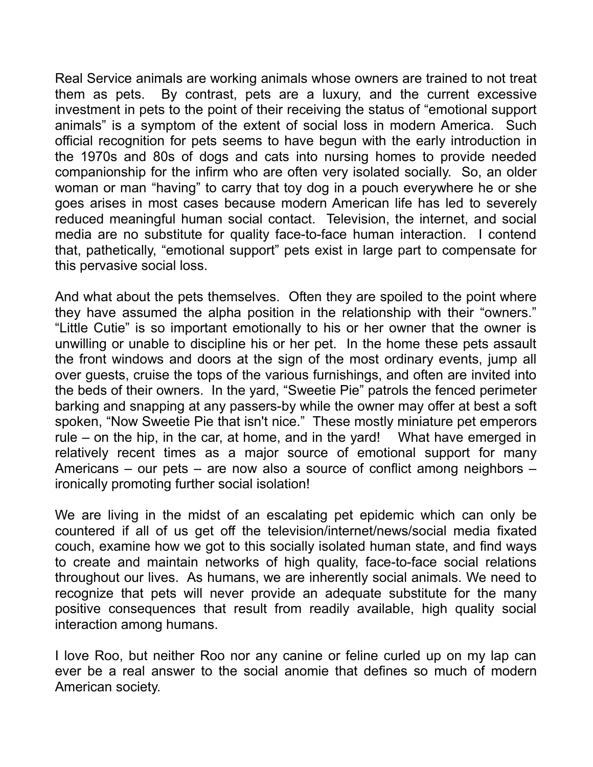Real Service animals are working animals whose owners are trained to not treat them as pets. By contrast, pets are a luxury, and the current excessive investment in pets to the point of their receiving the status of "emotional support animals" is a symptom of the extent of social loss in modern America. Such official recognition for pets seems to have begun with the early introduction in the 1970s and 80s of dogs and cats into nursing homes to provide needed companionship for the infirm who are often very isolated socially. So, an older woman or man "having" to carry that toy dog in a pouch everywhere he or she goes arises in most cases because modern American life has led to severely reduced meaningful human social contact. Television, the internet, and social media are no substitute for quality face-to-face human interaction. I contend that, pathetically, "emotional support" pets exist in large part to compensate for this pervasive social loss.

And what about the pets themselves. Often they are spoiled to the point where they have assumed the alpha position in the relationship with their "owners." "Little Cutie" is so important emotionally to his or her owner that the owner is unwilling or unable to discipline his or her pet. In the home these pets assault the front windows and doors at the sign of the most ordinary events, jump all over guests, cruise the tops of the various furnishings, and often are invited into the beds of their owners. In the yard, "Sweetie Pie" patrols the fenced perimeter barking and snapping at any passers-by while the owner may offer at best a soft spoken, "Now Sweetie Pie that isn't nice." These mostly miniature pet emperors rule – on the hip, in the car, at home, and in the yard! What have emerged in relatively recent times as a major source of emotional support for many Americans – our pets – are now also a source of conflict among neighbors – ironically promoting further social isolation!

We are living in the midst of an escalating pet epidemic which can only be countered if all of us get off the television/internet/news/social media fixated couch, examine how we got to this socially isolated human state, and find ways to create and maintain networks of high quality, face-to-face social relations throughout our lives. As humans, we are inherently social animals. We need to recognize that pets will never provide an adequate substitute for the many positive consequences that result from readily available, high quality social interaction among humans.

I love Roo, but neither Roo nor any canine or feline curled up on my lap can ever be a real answer to the social anomie that defines so much of modern American society.